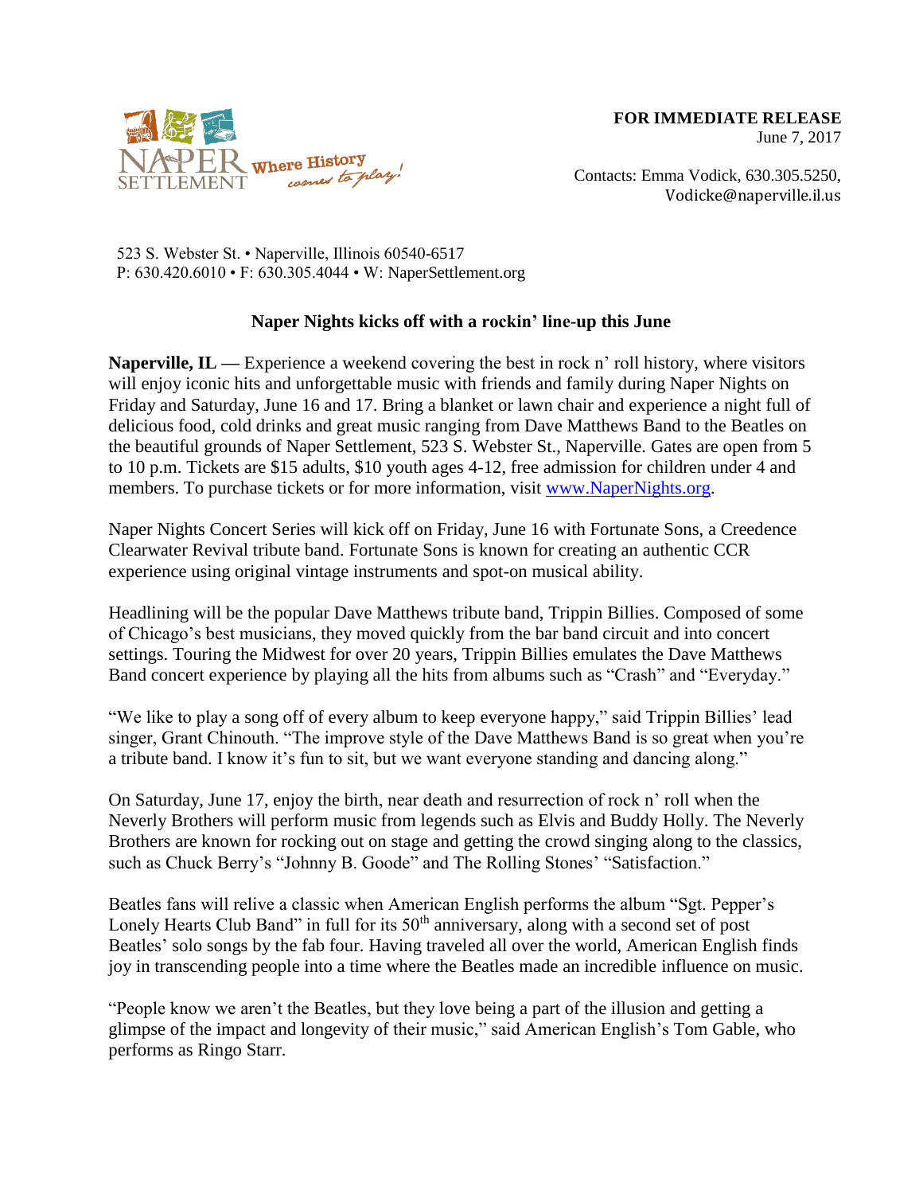NAPER SETTLEMENT Where History comes to play!

**FOR IMMEDIATE RELEASE**
June 7, 2017

Contacts: Emma Vodick, 630.305.5250,
Vodicke@naperville.il.us

523 S. Webster St. • Naperville, Illinois 60540-6517
P: 630.420.6010 • F: 630.305.4044 • W: NaperSettlement.org

## Naper Nights kicks off with a rockin' line-up this June

**Naperville, IL —** Experience a weekend covering the best in rock n' roll history, where visitors will enjoy iconic hits and unforgettable music with friends and family during Naper Nights on Friday and Saturday, June 16 and 17. Bring a blanket or lawn chair and experience a night full of delicious food, cold drinks and great music ranging from Dave Matthews Band to the Beatles on the beautiful grounds of Naper Settlement, 523 S. Webster St., Naperville. Gates are open from 5 to 10 p.m. Tickets are $15 adults, $10 youth ages 4-12, free admission for children under 4 and members. To purchase tickets or for more information, visit www.NaperNights.org.

Naper Nights Concert Series will kick off on Friday, June 16 with Fortunate Sons, a Creedence Clearwater Revival tribute band. Fortunate Sons is known for creating an authentic CCR experience using original vintage instruments and spot-on musical ability.

Headlining will be the popular Dave Matthews tribute band, Trippin Billies. Composed of some of Chicago's best musicians, they moved quickly from the bar band circuit and into concert settings. Touring the Midwest for over 20 years, Trippin Billies emulates the Dave Matthews Band concert experience by playing all the hits from albums such as "Crash" and "Everyday."

"We like to play a song off of every album to keep everyone happy," said Trippin Billies' lead singer, Grant Chinouth. "The improve style of the Dave Matthews Band is so great when you're a tribute band. I know it's fun to sit, but we want everyone standing and dancing along."

On Saturday, June 17, enjoy the birth, near death and resurrection of rock n' roll when the Neverly Brothers will perform music from legends such as Elvis and Buddy Holly. The Neverly Brothers are known for rocking out on stage and getting the crowd singing along to the classics, such as Chuck Berry's "Johnny B. Goode" and The Rolling Stones' "Satisfaction."

Beatles fans will relive a classic when American English performs the album "Sgt. Pepper's Lonely Hearts Club Band" in full for its 50th anniversary, along with a second set of post Beatles' solo songs by the fab four. Having traveled all over the world, American English finds joy in transcending people into a time where the Beatles made an incredible influence on music.

"People know we aren't the Beatles, but they love being a part of the illusion and getting a glimpse of the impact and longevity of their music," said American English's Tom Gable, who performs as Ringo Starr.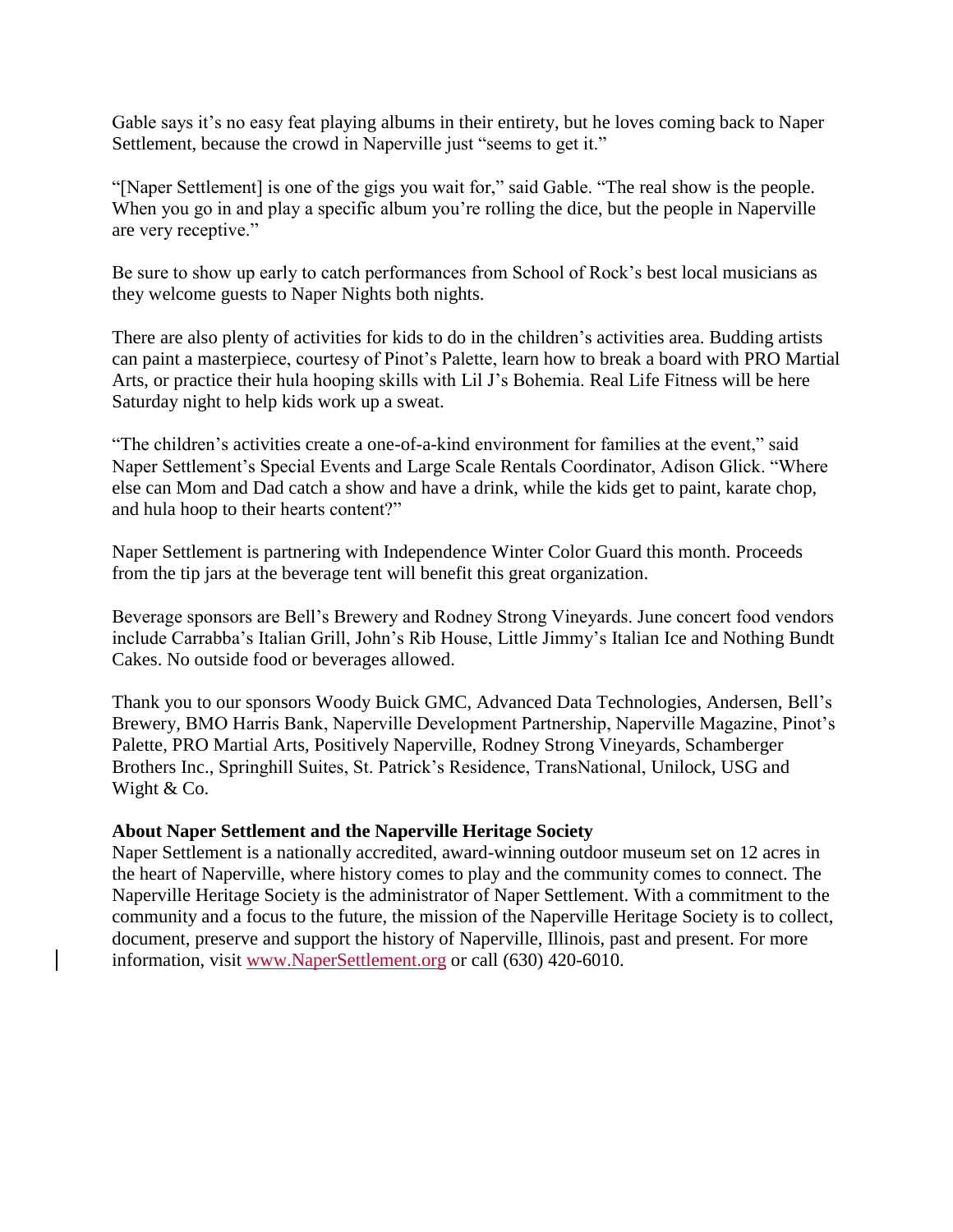Gable says it's no easy feat playing albums in their entirety, but he loves coming back to Naper Settlement, because the crowd in Naperville just "seems to get it."

"[Naper Settlement] is one of the gigs you wait for," said Gable. "The real show is the people. When you go in and play a specific album you're rolling the dice, but the people in Naperville are very receptive."

Be sure to show up early to catch performances from School of Rock's best local musicians as they welcome guests to Naper Nights both nights.

There are also plenty of activities for kids to do in the children's activities area. Budding artists can paint a masterpiece, courtesy of Pinot's Palette, learn how to break a board with PRO Martial Arts, or practice their hula hooping skills with Lil J's Bohemia. Real Life Fitness will be here Saturday night to help kids work up a sweat.

"The children's activities create a one-of-a-kind environment for families at the event," said Naper Settlement's Special Events and Large Scale Rentals Coordinator, Adison Glick. "Where else can Mom and Dad catch a show and have a drink, while the kids get to paint, karate chop, and hula hoop to their hearts content?"

Naper Settlement is partnering with Independence Winter Color Guard this month. Proceeds from the tip jars at the beverage tent will benefit this great organization.

Beverage sponsors are Bell's Brewery and Rodney Strong Vineyards. June concert food vendors include Carrabba's Italian Grill, John's Rib House, Little Jimmy's Italian Ice and Nothing Bundt Cakes. No outside food or beverages allowed.

Thank you to our sponsors Woody Buick GMC, Advanced Data Technologies, Andersen, Bell's Brewery, BMO Harris Bank, Naperville Development Partnership, Naperville Magazine, Pinot's Palette, PRO Martial Arts, Positively Naperville, Rodney Strong Vineyards, Schamberger Brothers Inc., Springhill Suites, St. Patrick's Residence, TransNational, Unilock, USG and Wight & Co.

**About Naper Settlement and the Naperville Heritage Society**

Naper Settlement is a nationally accredited, award-winning outdoor museum set on 12 acres in the heart of Naperville, where history comes to play and the community comes to connect. The Naperville Heritage Society is the administrator of Naper Settlement. With a commitment to the community and a focus to the future, the mission of the Naperville Heritage Society is to collect, document, preserve and support the history of Naperville, Illinois, past and present. For more information, visit www.NaperSettlement.org or call (630) 420-6010.